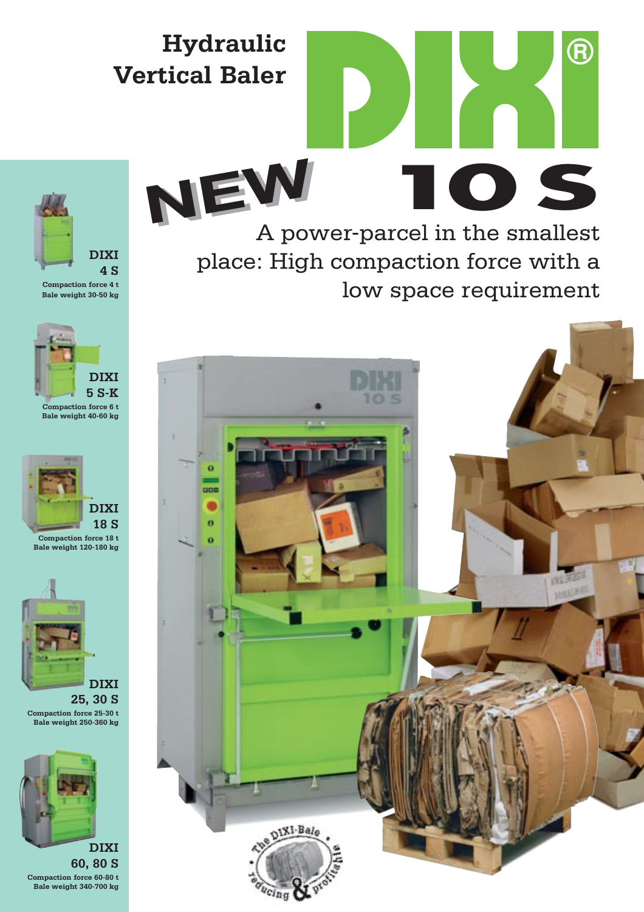# Hydraulic Vertical Baler

# DIXI®

## NEW 10 S

A power-parcel in the smallest place: High compaction force with a low space requirement

**DIXI 4 S**
Compaction force 4 t
Bale weight 30-50 kg

**DIXI 5 S-K**
Compaction force 6 t
Bale weight 40-60 kg

**DIXI 18 S**
Compaction force 18 t
Bale weight 120-180 kg

**DIXI 25, 30 S**
Compaction force 25-30 t
Bale weight 250-360 kg

**DIXI 60, 80 S**
Compaction force 60-80 t
Bale weight 340-700 kg

The DIXI-Bale • reducing & profitable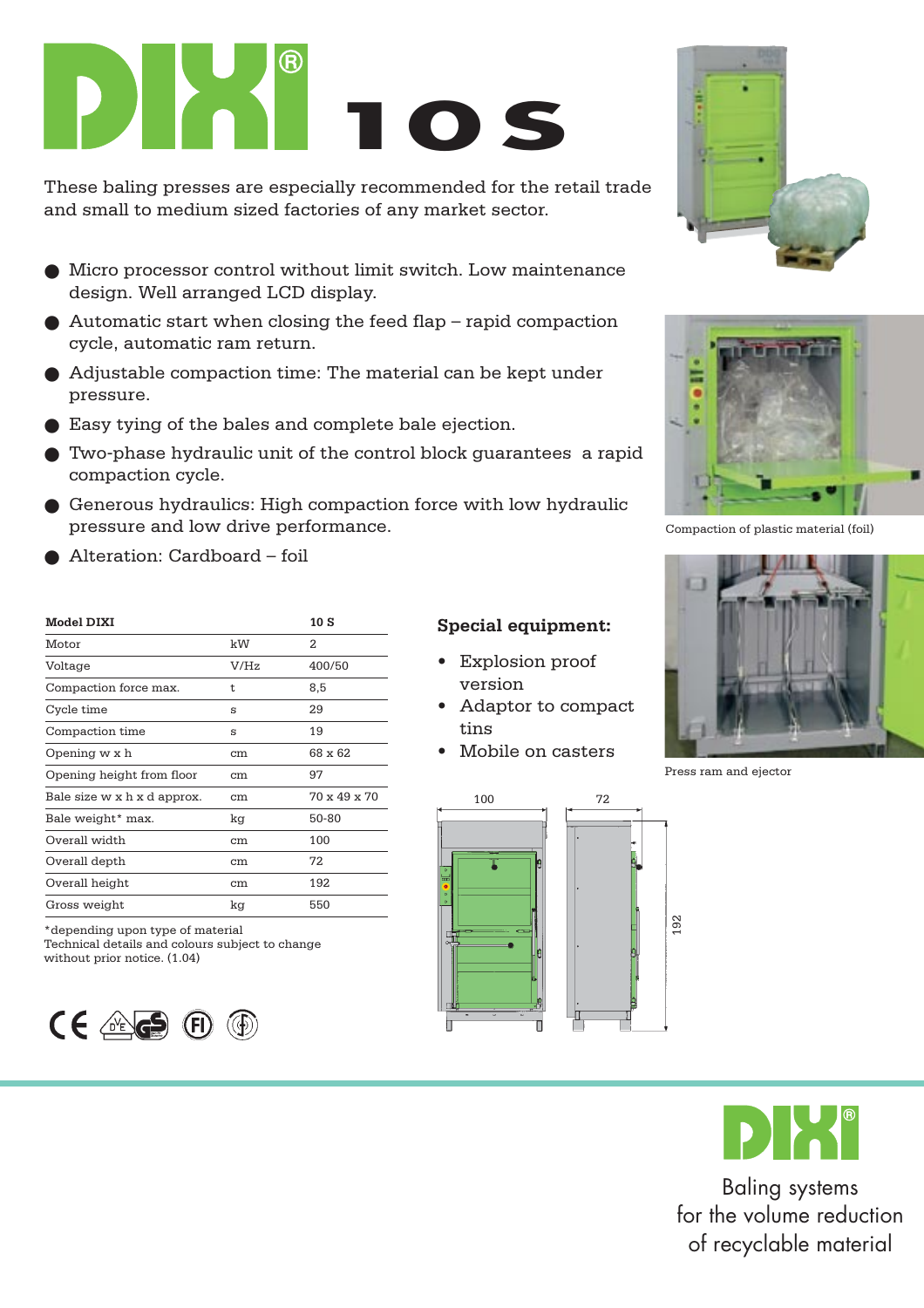# DIXI® 10 S

These baling presses are especially recommended for the retail trade and small to medium sized factories of any market sector.

- Micro processor control without limit switch. Low maintenance design. Well arranged LCD display.
- Automatic start when closing the feed flap – rapid compaction cycle, automatic ram return.
- Adjustable compaction time: The material can be kept under pressure.
- Easy tying of the bales and complete bale ejection.
- Two-phase hydraulic unit of the control block guarantees a rapid compaction cycle.
- Generous hydraulics: High compaction force with low hydraulic pressure and low drive performance.
- Alteration: Cardboard – foil

Compaction of plastic material (foil)

| Model DIXI | | 10 S |
|---|---|---|
| Motor | kW | 2 |
| Voltage | V/Hz | 400/50 |
| Compaction force max. | t | 8,5 |
| Cycle time | s | 29 |
| Compaction time | s | 19 |
| Opening w x h | cm | 68 x 62 |
| Opening height from floor | cm | 97 |
| Bale size w x h x d approx. | cm | 70 x 49 x 70 |
| Bale weight* max. | kg | 50-80 |
| Overall width | cm | 100 |
| Overall depth | cm | 72 |
| Overall height | cm | 192 |
| Gross weight | kg | 550 |

*depending upon type of material
Technical details and colours subject to change without prior notice. (1.04)

## Special equipment:

- Explosion proof version
- Adaptor to compact tins
- Mobile on casters

Press ram and ejector

100

72

192

DIXI®

Baling systems
for the volume reduction
of recyclable material